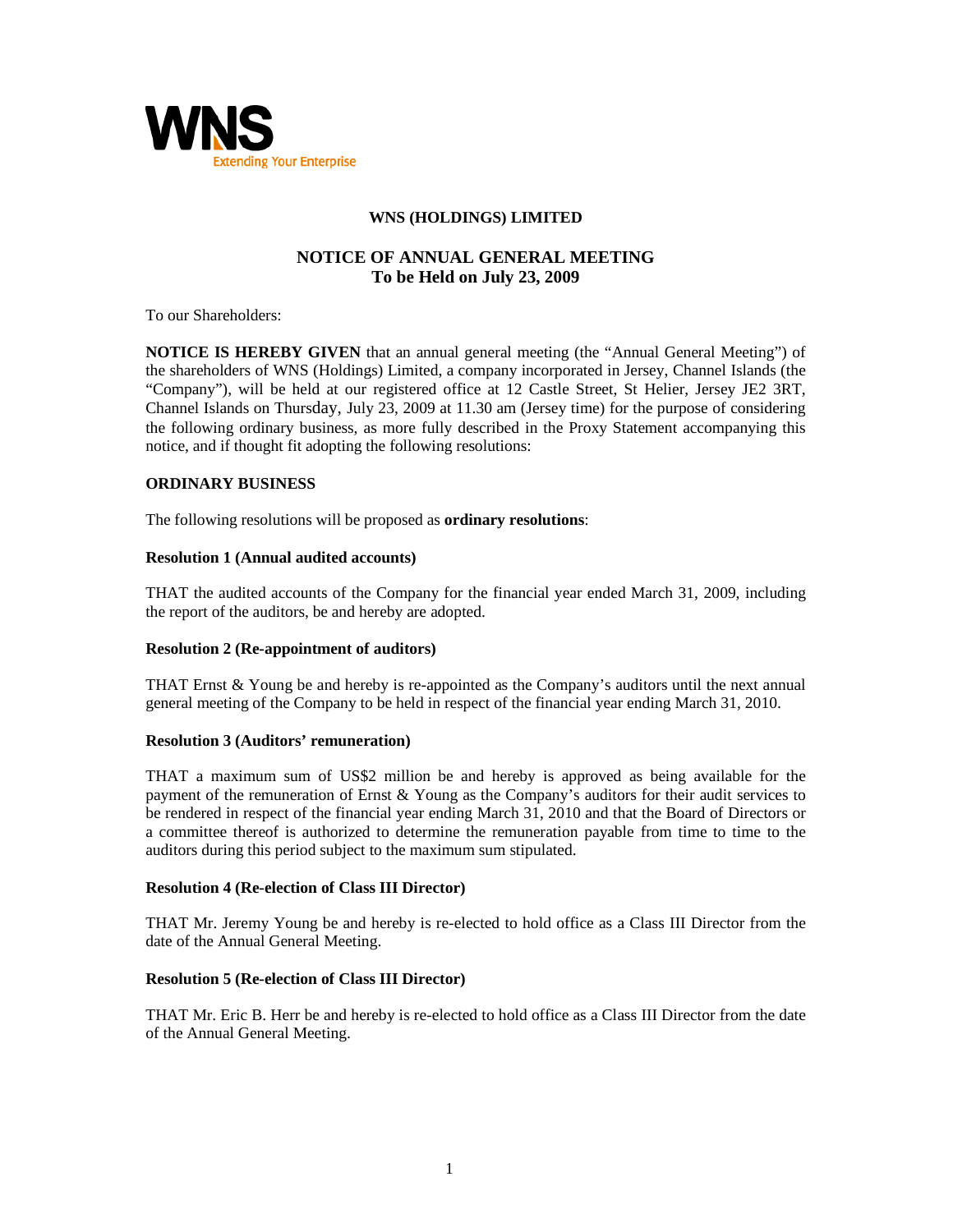# WNS (HOLDINGS) LIMITED

## NOTICE OF ANNUAL GENERAL MEETING
## To be Held on July 23, 2009

To our Shareholders:

**NOTICE IS HEREBY GIVEN** that an annual general meeting (the "Annual General Meeting") of the shareholders of WNS (Holdings) Limited, a company incorporated in Jersey, Channel Islands (the "Company"), will be held at our registered office at 12 Castle Street, St Helier, Jersey JE2 3RT, Channel Islands on Thursday, July 23, 2009 at 11.30 am (Jersey time) for the purpose of considering the following ordinary business, as more fully described in the Proxy Statement accompanying this notice, and if thought fit adopting the following resolutions:

### ORDINARY BUSINESS

The following resolutions will be proposed as **ordinary resolutions**:

**Resolution 1 (Annual audited accounts)**

THAT the audited accounts of the Company for the financial year ended March 31, 2009, including the report of the auditors, be and hereby are adopted.

**Resolution 2 (Re-appointment of auditors)**

THAT Ernst & Young be and hereby is re-appointed as the Company's auditors until the next annual general meeting of the Company to be held in respect of the financial year ending March 31, 2010.

**Resolution 3 (Auditors' remuneration)**

THAT a maximum sum of US$2 million be and hereby is approved as being available for the payment of the remuneration of Ernst & Young as the Company's auditors for their audit services to be rendered in respect of the financial year ending March 31, 2010 and that the Board of Directors or a committee thereof is authorized to determine the remuneration payable from time to time to the auditors during this period subject to the maximum sum stipulated.

**Resolution 4 (Re-election of Class III Director)**

THAT Mr. Jeremy Young be and hereby is re-elected to hold office as a Class III Director from the date of the Annual General Meeting.

**Resolution 5 (Re-election of Class III Director)**

THAT Mr. Eric B. Herr be and hereby is re-elected to hold office as a Class III Director from the date of the Annual General Meeting.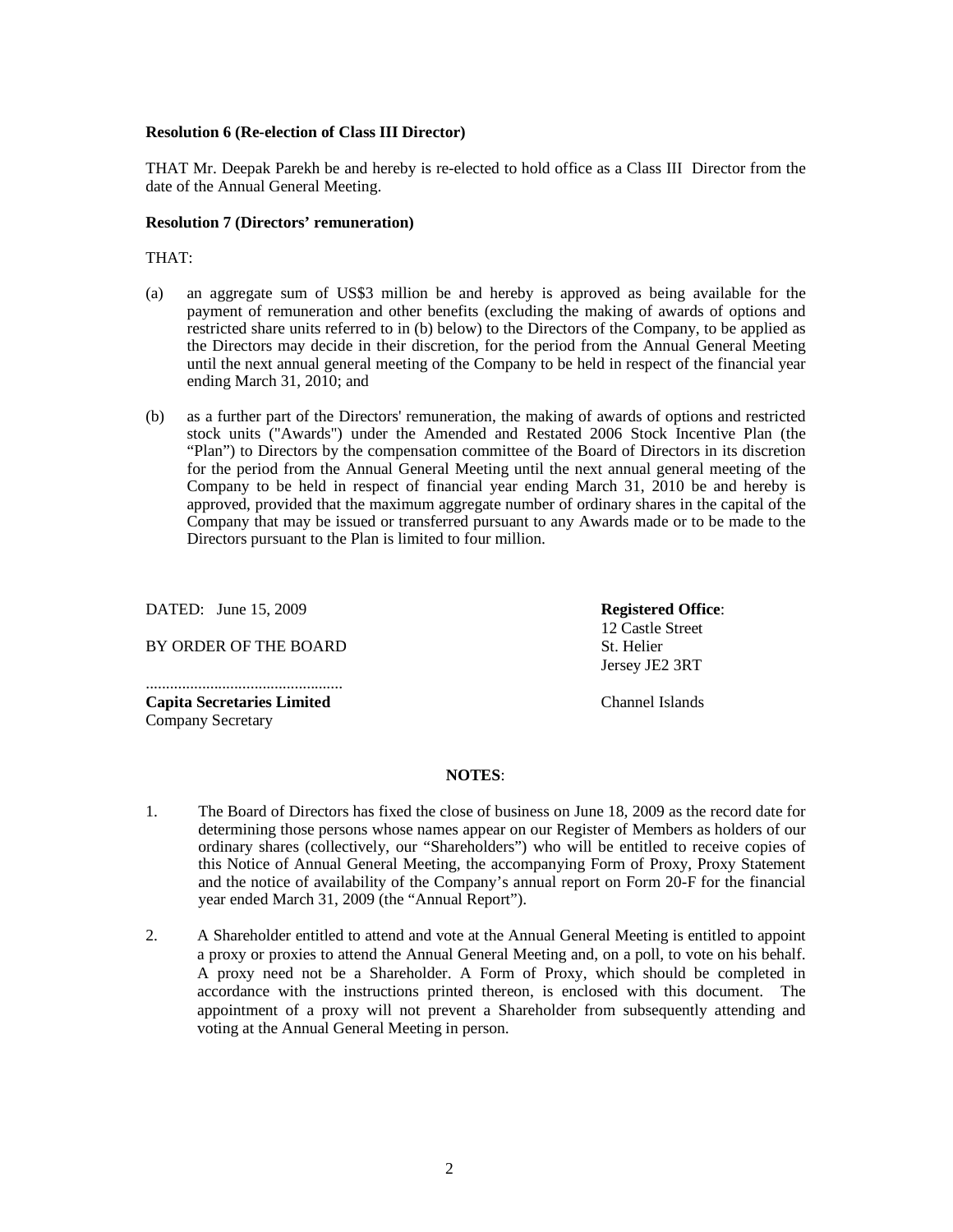**Resolution 6 (Re-election of Class III Director)**

THAT Mr. Deepak Parekh be and hereby is re-elected to hold office as a Class III Director from the date of the Annual General Meeting.

**Resolution 7 (Directors' remuneration)**

THAT:

(a) an aggregate sum of US$3 million be and hereby is approved as being available for the payment of remuneration and other benefits (excluding the making of awards of options and restricted share units referred to in (b) below) to the Directors of the Company, to be applied as the Directors may decide in their discretion, for the period from the Annual General Meeting until the next annual general meeting of the Company to be held in respect of the financial year ending March 31, 2010; and

(b) as a further part of the Directors' remuneration, the making of awards of options and restricted stock units ("Awards") under the Amended and Restated 2006 Stock Incentive Plan (the "Plan") to Directors by the compensation committee of the Board of Directors in its discretion for the period from the Annual General Meeting until the next annual general meeting of the Company to be held in respect of financial year ending March 31, 2010 be and hereby is approved, provided that the maximum aggregate number of ordinary shares in the capital of the Company that may be issued or transferred pursuant to any Awards made or to be made to the Directors pursuant to the Plan is limited to four million.

DATED: June 15, 2009

BY ORDER OF THE BOARD

................................................

**Capita Secretaries Limited**
Company Secretary

**Registered Office**:
12 Castle Street
St. Helier
Jersey JE2 3RT
Channel Islands

**NOTES**:

1. The Board of Directors has fixed the close of business on June 18, 2009 as the record date for determining those persons whose names appear on our Register of Members as holders of our ordinary shares (collectively, our "Shareholders") who will be entitled to receive copies of this Notice of Annual General Meeting, the accompanying Form of Proxy, Proxy Statement and the notice of availability of the Company's annual report on Form 20-F for the financial year ended March 31, 2009 (the "Annual Report").

2. A Shareholder entitled to attend and vote at the Annual General Meeting is entitled to appoint a proxy or proxies to attend the Annual General Meeting and, on a poll, to vote on his behalf. A proxy need not be a Shareholder. A Form of Proxy, which should be completed in accordance with the instructions printed thereon, is enclosed with this document. The appointment of a proxy will not prevent a Shareholder from subsequently attending and voting at the Annual General Meeting in person.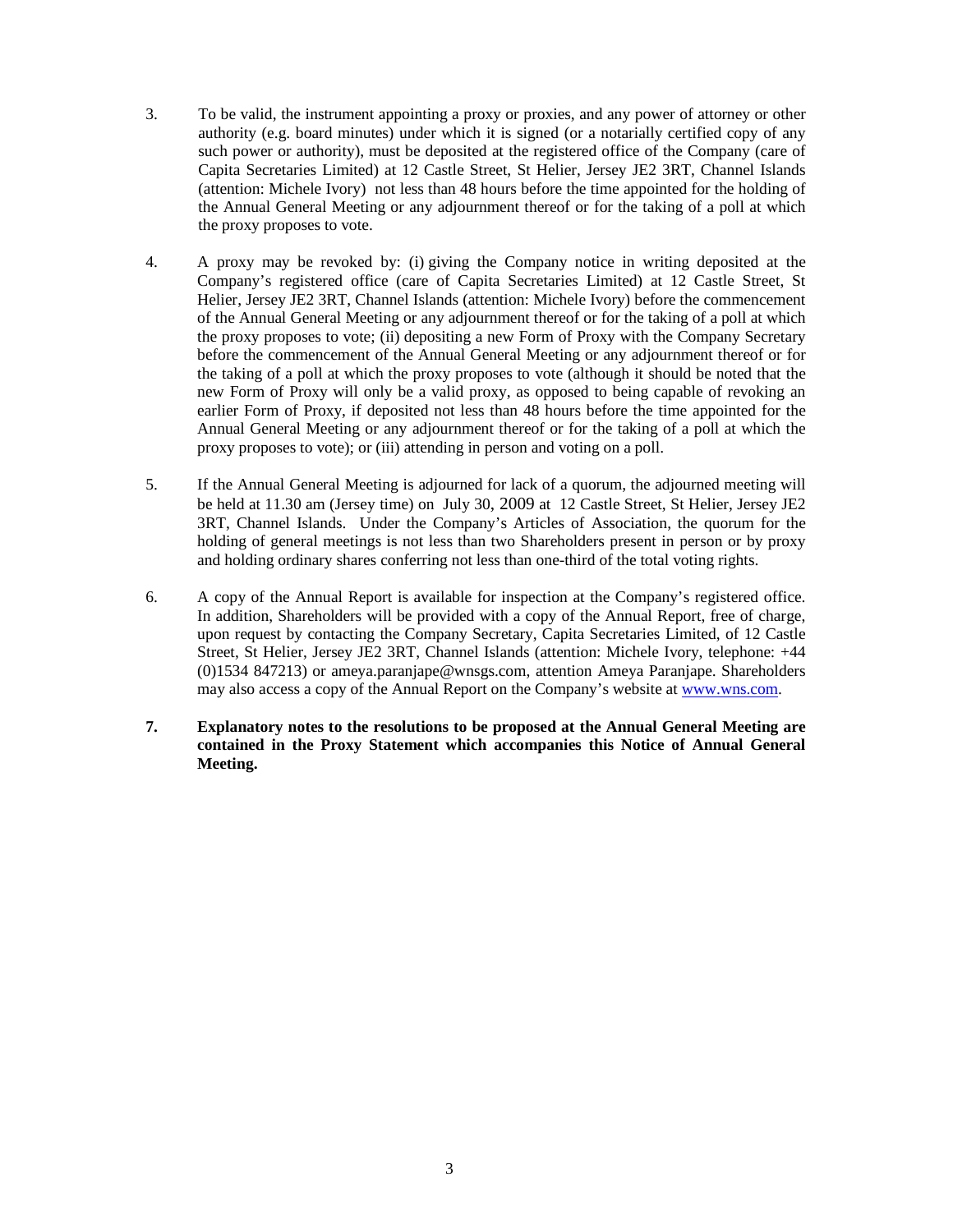3. To be valid, the instrument appointing a proxy or proxies, and any power of attorney or other authority (e.g. board minutes) under which it is signed (or a notarially certified copy of any such power or authority), must be deposited at the registered office of the Company (care of Capita Secretaries Limited) at 12 Castle Street, St Helier, Jersey JE2 3RT, Channel Islands (attention: Michele Ivory) not less than 48 hours before the time appointed for the holding of the Annual General Meeting or any adjournment thereof or for the taking of a poll at which the proxy proposes to vote.

4. A proxy may be revoked by: (i) giving the Company notice in writing deposited at the Company's registered office (care of Capita Secretaries Limited) at 12 Castle Street, St Helier, Jersey JE2 3RT, Channel Islands (attention: Michele Ivory) before the commencement of the Annual General Meeting or any adjournment thereof or for the taking of a poll at which the proxy proposes to vote; (ii) depositing a new Form of Proxy with the Company Secretary before the commencement of the Annual General Meeting or any adjournment thereof or for the taking of a poll at which the proxy proposes to vote (although it should be noted that the new Form of Proxy will only be a valid proxy, as opposed to being capable of revoking an earlier Form of Proxy, if deposited not less than 48 hours before the time appointed for the Annual General Meeting or any adjournment thereof or for the taking of a poll at which the proxy proposes to vote); or (iii) attending in person and voting on a poll.

5. If the Annual General Meeting is adjourned for lack of a quorum, the adjourned meeting will be held at 11.30 am (Jersey time) on July 30, 2009 at 12 Castle Street, St Helier, Jersey JE2 3RT, Channel Islands. Under the Company's Articles of Association, the quorum for the holding of general meetings is not less than two Shareholders present in person or by proxy and holding ordinary shares conferring not less than one-third of the total voting rights.

6. A copy of the Annual Report is available for inspection at the Company's registered office. In addition, Shareholders will be provided with a copy of the Annual Report, free of charge, upon request by contacting the Company Secretary, Capita Secretaries Limited, of 12 Castle Street, St Helier, Jersey JE2 3RT, Channel Islands (attention: Michele Ivory, telephone: +44 (0)1534 847213) or ameya.paranjape@wnsgs.com, attention Ameya Paranjape. Shareholders may also access a copy of the Annual Report on the Company's website at www.wns.com.

7. **Explanatory notes to the resolutions to be proposed at the Annual General Meeting are contained in the Proxy Statement which accompanies this Notice of Annual General Meeting.**